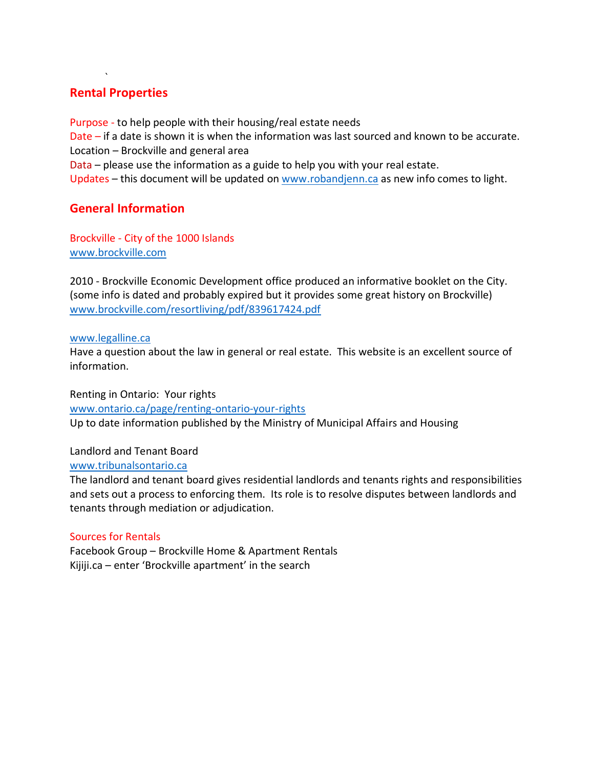## Rental Properties

Purpose - to help people with their housing/real estate needs
Date – if a date is shown it is when the information was last sourced and known to be accurate.
Location – Brockville and general area
Data – please use the information as a guide to help you with your real estate.
Updates – this document will be updated on www.robandjenn.ca as new info comes to light.

## General Information

Brockville - City of the 1000 Islands
www.brockville.com

2010 - Brockville Economic Development office produced an informative booklet on the City. (some info is dated and probably expired but it provides some great history on Brockville)
www.brockville.com/resortliving/pdf/839617424.pdf

www.legalline.ca
Have a question about the law in general or real estate. This website is an excellent source of information.

Renting in Ontario: Your rights
www.ontario.ca/page/renting-ontario-your-rights
Up to date information published by the Ministry of Municipal Affairs and Housing

Landlord and Tenant Board
www.tribunalsontario.ca
The landlord and tenant board gives residential landlords and tenants rights and responsibilities and sets out a process to enforcing them. Its role is to resolve disputes between landlords and tenants through mediation or adjudication.

Sources for Rentals
Facebook Group – Brockville Home & Apartment Rentals
Kijiji.ca – enter 'Brockville apartment' in the search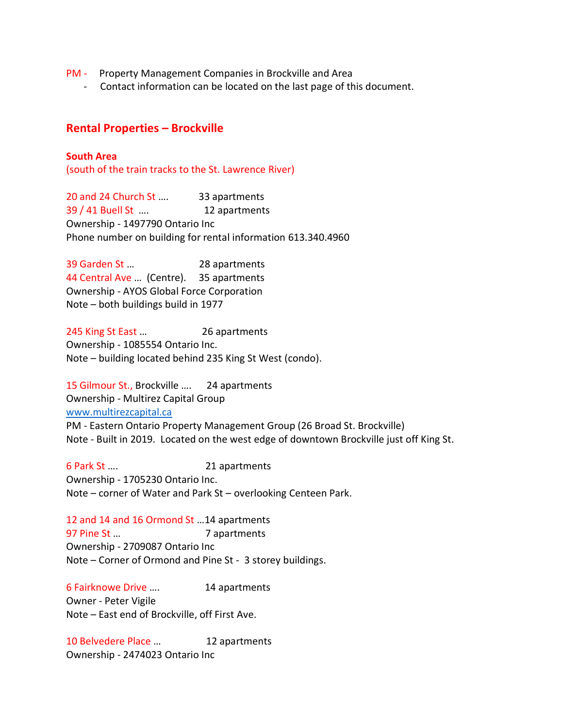PM - Property Management Companies in Brockville and Area

- Contact information can be located on the last page of this document.

## Rental Properties – Brockville

### South Area
(south of the train tracks to the St. Lawrence River)

20 and 24 Church St …. 33 apartments
39 / 41 Buell St …. 12 apartments
Ownership - 1497790 Ontario Inc
Phone number on building for rental information 613.340.4960

39 Garden St … 28 apartments
44 Central Ave … (Centre). 35 apartments
Ownership - AYOS Global Force Corporation
Note – both buildings build in 1977

245 King St East … 26 apartments
Ownership - 1085554 Ontario Inc.
Note – building located behind 235 King St West (condo).

15 Gilmour St., Brockville …. 24 apartments
Ownership - Multirez Capital Group
[www.multirezcapital.ca](http://www.multirezcapital.ca)
PM - Eastern Ontario Property Management Group (26 Broad St. Brockville)
Note - Built in 2019. Located on the west edge of downtown Brockville just off King St.

6 Park St …. 21 apartments
Ownership - 1705230 Ontario Inc.
Note – corner of Water and Park St – overlooking Centeen Park.

12 and 14 and 16 Ormond St …14 apartments
97 Pine St … 7 apartments
Ownership - 2709087 Ontario Inc
Note – Corner of Ormond and Pine St - 3 storey buildings.

6 Fairknowe Drive …. 14 apartments
Owner - Peter Vigile
Note – East end of Brockville, off First Ave.

10 Belvedere Place … 12 apartments
Ownership - 2474023 Ontario Inc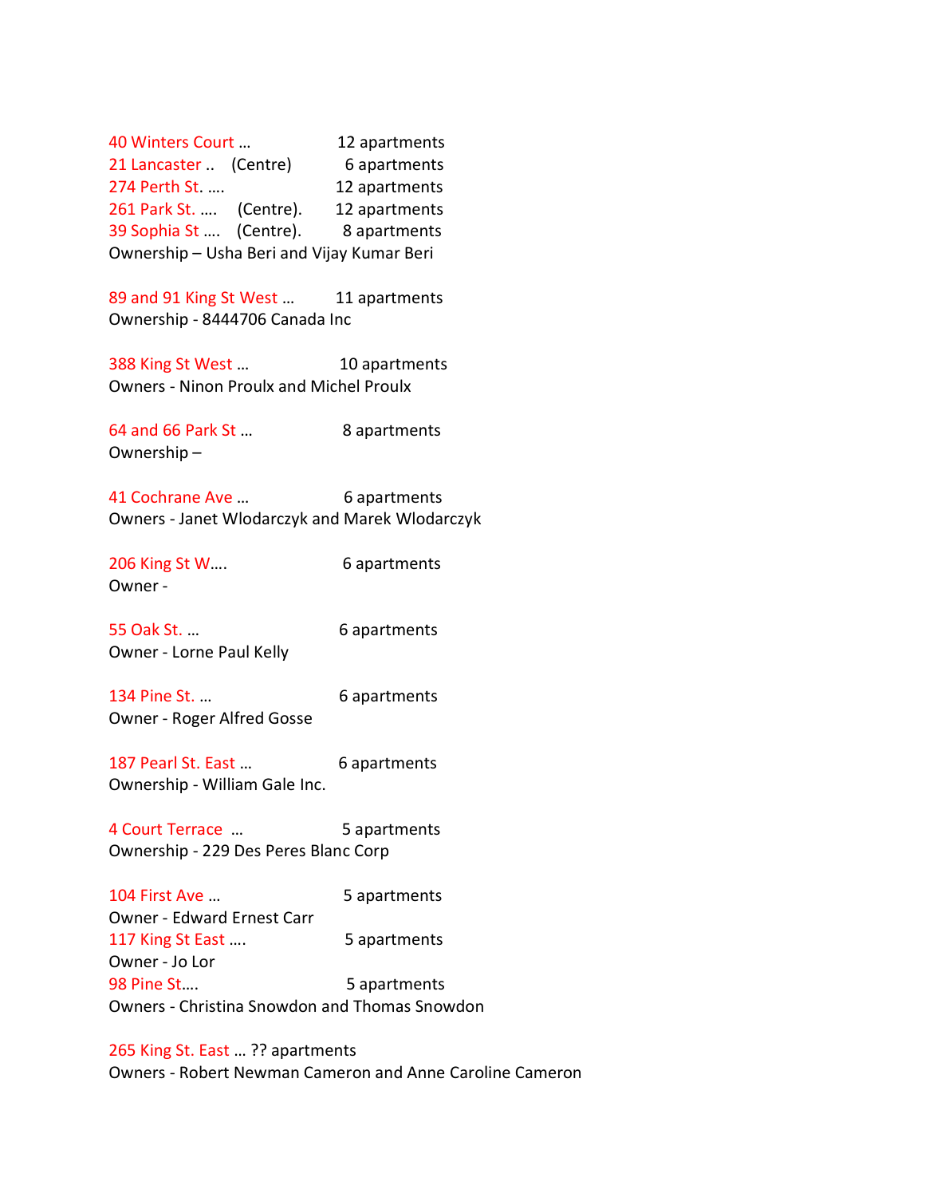40 Winters Court … 12 apartments
21 Lancaster .. (Centre) 6 apartments
274 Perth St. …. 12 apartments
261 Park St. …. (Centre). 12 apartments
39 Sophia St …. (Centre). 8 apartments
Ownership – Usha Beri and Vijay Kumar Beri

89 and 91 King St West … 11 apartments
Ownership - 8444706 Canada Inc

388 King St West … 10 apartments
Owners - Ninon Proulx and Michel Proulx

64 and 66 Park St … 8 apartments
Ownership –

41 Cochrane Ave … 6 apartments
Owners - Janet Wlodarczyk and Marek Wlodarczyk

206 King St W…. 6 apartments
Owner -

55 Oak St. … 6 apartments
Owner - Lorne Paul Kelly

134 Pine St. … 6 apartments
Owner - Roger Alfred Gosse

187 Pearl St. East … 6 apartments
Ownership - William Gale Inc.

4 Court Terrace … 5 apartments
Ownership - 229 Des Peres Blanc Corp

104 First Ave … 5 apartments
Owner - Edward Ernest Carr
117 King St East …. 5 apartments
Owner - Jo Lor
98 Pine St…. 5 apartments
Owners - Christina Snowdon and Thomas Snowdon

265 King St. East … ?? apartments
Owners - Robert Newman Cameron and Anne Caroline Cameron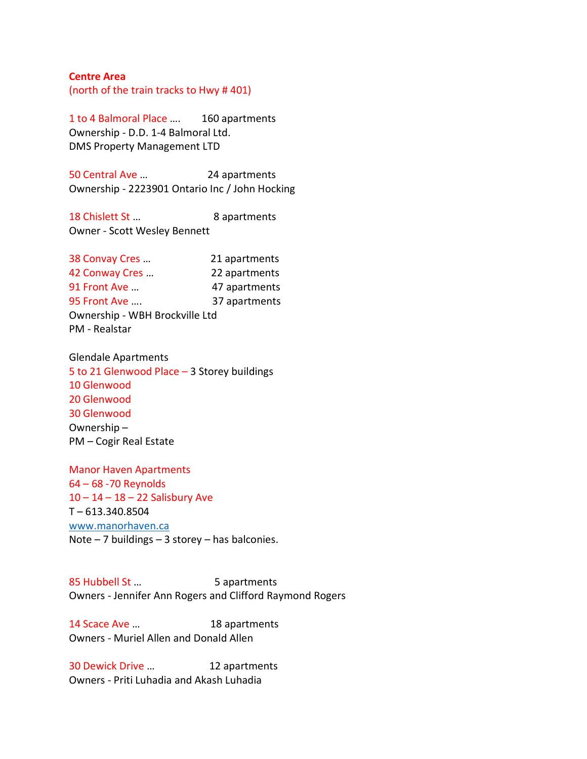**Centre Area**
(north of the train tracks to Hwy # 401)

1 to 4 Balmoral Place …. 160 apartments
Ownership - D.D. 1-4 Balmoral Ltd.
DMS Property Management LTD

50 Central Ave … 24 apartments
Ownership - 2223901 Ontario Inc / John Hocking

18 Chislett St … 8 apartments
Owner - Scott Wesley Bennett

38 Convay Cres … 21 apartments
42 Conway Cres … 22 apartments
91 Front Ave … 47 apartments
95 Front Ave …. 37 apartments
Ownership - WBH Brockville Ltd
PM - Realstar

Glendale Apartments
5 to 21 Glenwood Place – 3 Storey buildings
10 Glenwood
20 Glenwood
30 Glenwood
Ownership –
PM – Cogir Real Estate

Manor Haven Apartments
64 – 68 -70 Reynolds
10 – 14 – 18 – 22 Salisbury Ave
T – 613.340.8504
www.manorhaven.ca
Note – 7 buildings – 3 storey – has balconies.

85 Hubbell St … 5 apartments
Owners - Jennifer Ann Rogers and Clifford Raymond Rogers

14 Scace Ave … 18 apartments
Owners - Muriel Allen and Donald Allen

30 Dewick Drive … 12 apartments
Owners - Priti Luhadia and Akash Luhadia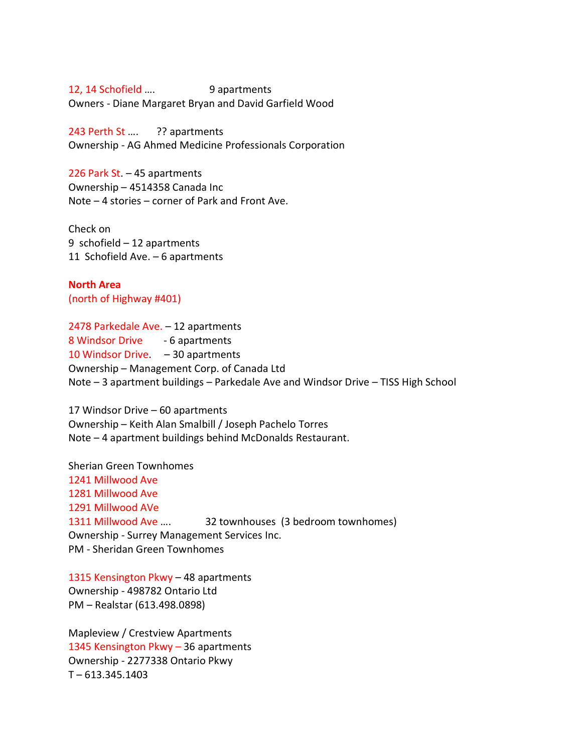12, 14 Schofield …. 9 apartments
Owners - Diane Margaret Bryan and David Garfield Wood

243 Perth St …. ?? apartments
Ownership - AG Ahmed Medicine Professionals Corporation

226 Park St. – 45 apartments
Ownership – 4514358 Canada Inc
Note – 4 stories – corner of Park and Front Ave.

Check on
9 schofield – 12 apartments
11 Schofield Ave. – 6 apartments

**North Area**
(north of Highway #401)

2478 Parkedale Ave. – 12 apartments
8 Windsor Drive - 6 apartments
10 Windsor Drive. – 30 apartments
Ownership – Management Corp. of Canada Ltd
Note – 3 apartment buildings – Parkedale Ave and Windsor Drive – TISS High School

17 Windsor Drive – 60 apartments
Ownership – Keith Alan Smalbill / Joseph Pachelo Torres
Note – 4 apartment buildings behind McDonalds Restaurant.

Sherian Green Townhomes
1241 Millwood Ave
1281 Millwood Ave
1291 Millwood AVe
1311 Millwood Ave …. 32 townhouses (3 bedroom townhomes)
Ownership - Surrey Management Services Inc.
PM - Sheridan Green Townhomes

1315 Kensington Pkwy – 48 apartments
Ownership - 498782 Ontario Ltd
PM – Realstar (613.498.0898)

Mapleview / Crestview Apartments
1345 Kensington Pkwy – 36 apartments
Ownership - 2277338 Ontario Pkwy
T – 613.345.1403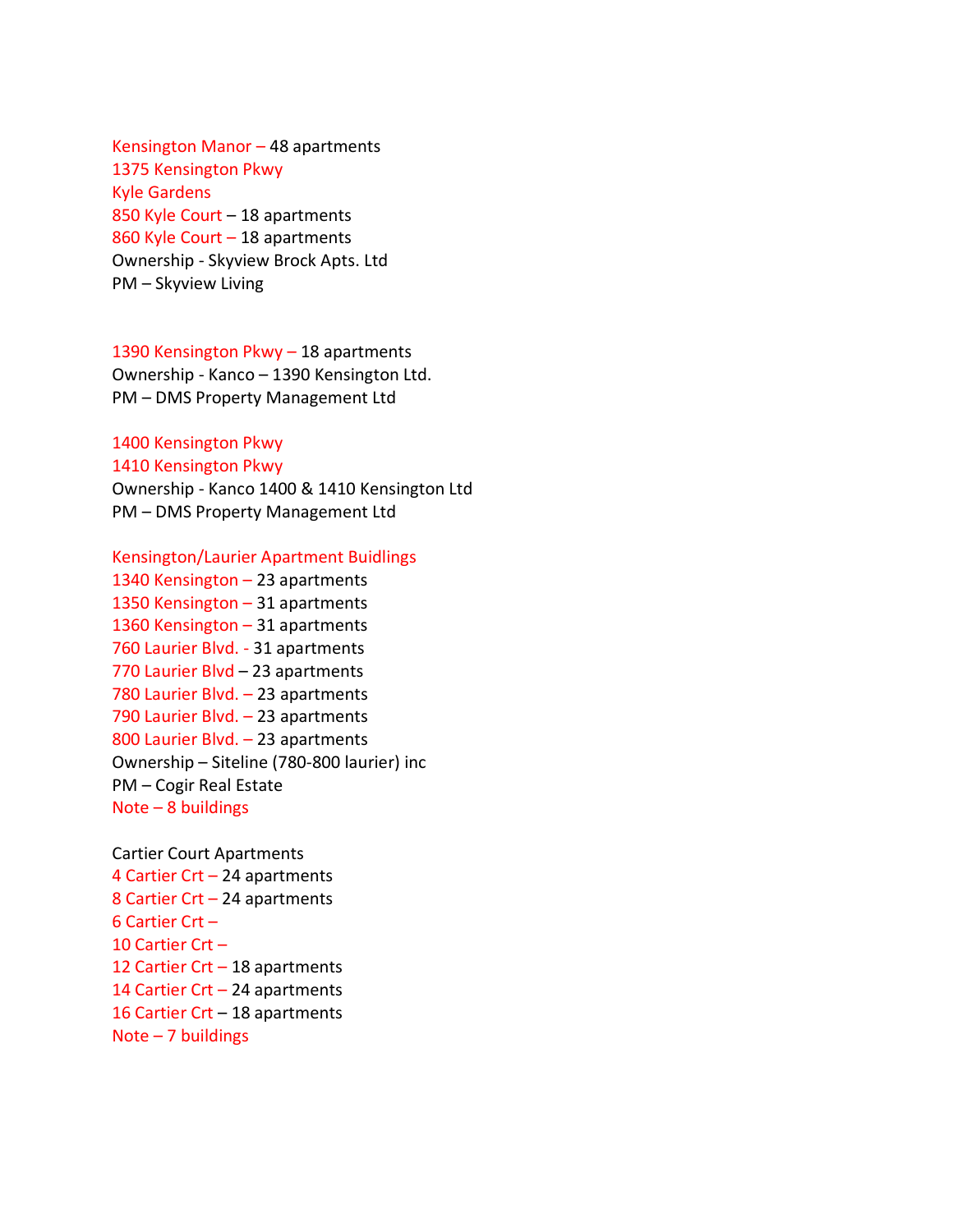Kensington Manor – 48 apartments
1375 Kensington Pkwy
Kyle Gardens
850 Kyle Court – 18 apartments
860 Kyle Court – 18 apartments
Ownership - Skyview Brock Apts. Ltd
PM – Skyview Living

1390 Kensington Pkwy – 18 apartments
Ownership - Kanco – 1390 Kensington Ltd.
PM – DMS Property Management Ltd

1400 Kensington Pkwy
1410 Kensington Pkwy
Ownership - Kanco 1400 & 1410 Kensington Ltd
PM – DMS Property Management Ltd

Kensington/Laurier Apartment Buidlings
1340 Kensington – 23 apartments
1350 Kensington – 31 apartments
1360 Kensington – 31 apartments
760 Laurier Blvd. - 31 apartments
770 Laurier Blvd – 23 apartments
780 Laurier Blvd. – 23 apartments
790 Laurier Blvd. – 23 apartments
800 Laurier Blvd. – 23 apartments
Ownership – Siteline (780-800 laurier) inc
PM – Cogir Real Estate
Note – 8 buildings

Cartier Court Apartments
4 Cartier Crt – 24 apartments
8 Cartier Crt – 24 apartments
6 Cartier Crt –
10 Cartier Crt –
12 Cartier Crt – 18 apartments
14 Cartier Crt – 24 apartments
16 Cartier Crt – 18 apartments
Note – 7 buildings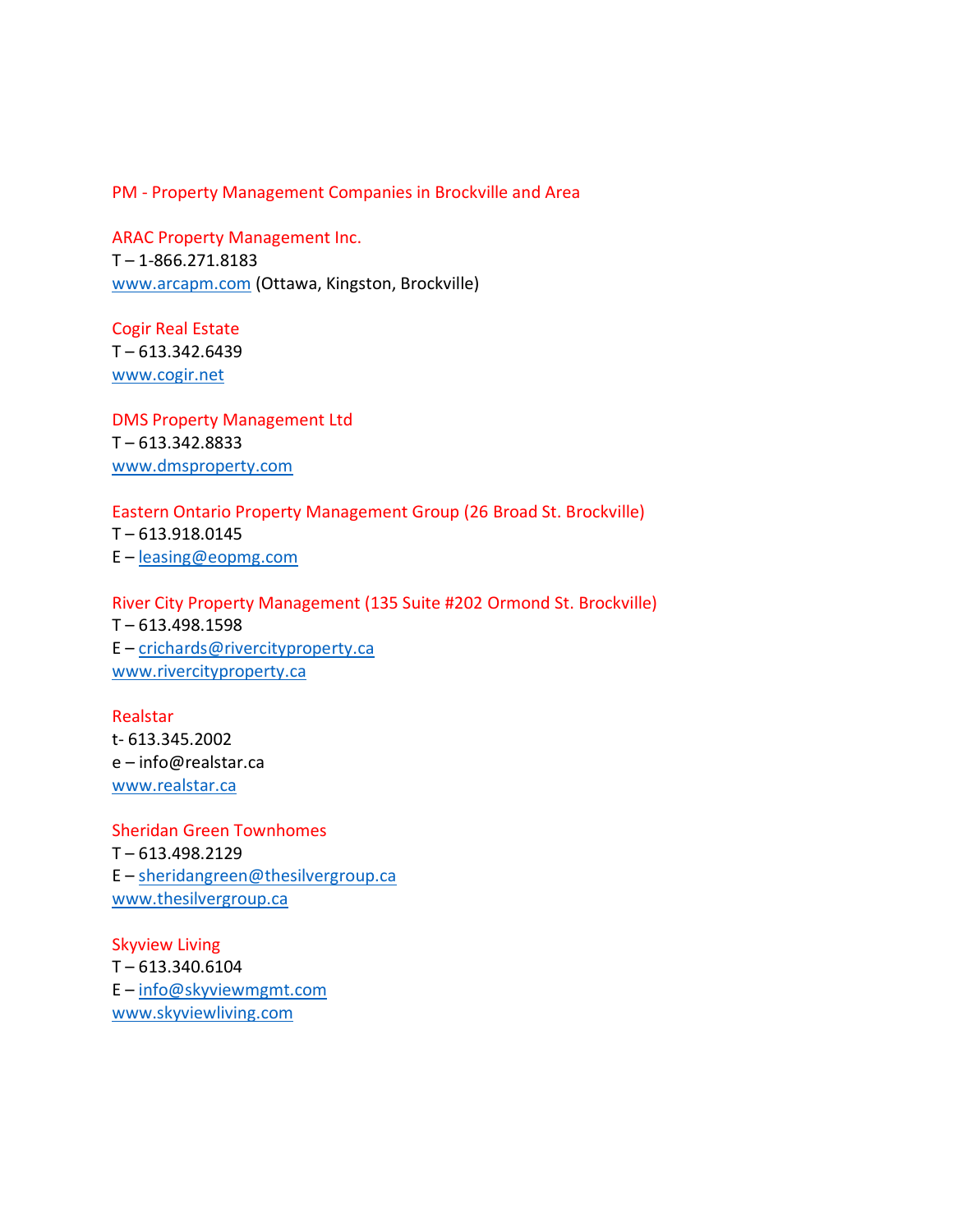## PM - Property Management Companies in Brockville and Area

### ARAC Property Management Inc.

T – 1-866.271.8183
www.arcapm.com (Ottawa, Kingston, Brockville)

### Cogir Real Estate

T – 613.342.6439
www.cogir.net

### DMS Property Management Ltd

T – 613.342.8833
www.dmsproperty.com

### Eastern Ontario Property Management Group (26 Broad St. Brockville)

T – 613.918.0145
E – leasing@eopmg.com

### River City Property Management (135 Suite #202 Ormond St. Brockville)

T – 613.498.1598
E – crichards@rivercityproperty.ca
www.rivercityproperty.ca

### Realstar

t- 613.345.2002
e – info@realstar.ca
www.realstar.ca

### Sheridan Green Townhomes

T – 613.498.2129
E – sheridangreen@thesilvergroup.ca
www.thesilvergroup.ca

### Skyview Living

T – 613.340.6104
E – info@skyviewmgmt.com
www.skyviewliving.com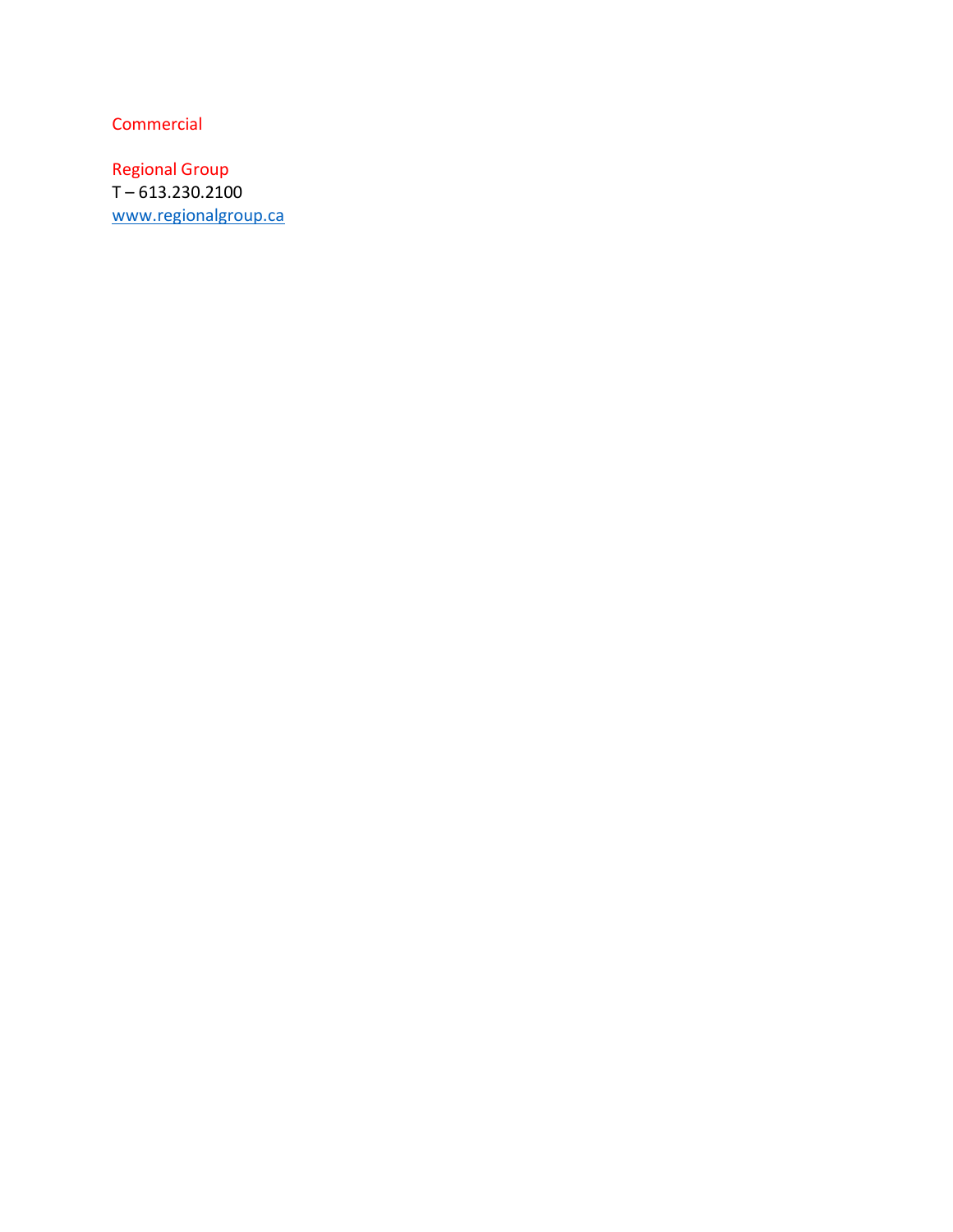Commercial

Regional Group  
T – 613.230.2100  
www.regionalgroup.ca